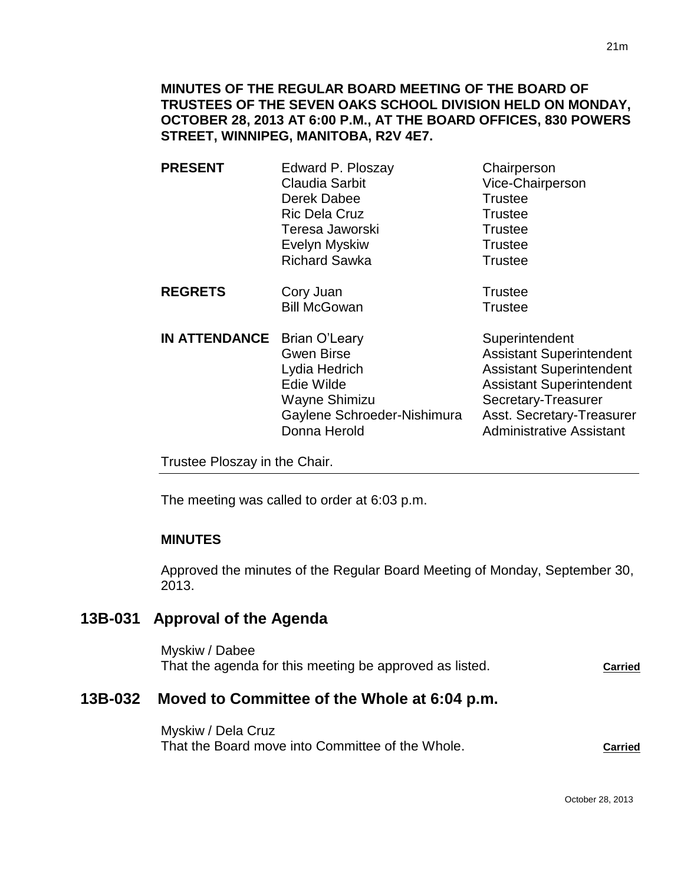**MINUTES OF THE REGULAR BOARD MEETING OF THE BOARD OF TRUSTEES OF THE SEVEN OAKS SCHOOL DIVISION HELD ON MONDAY, OCTOBER 28, 2013 AT 6:00 P.M., AT THE BOARD OFFICES, 830 POWERS STREET, WINNIPEG, MANITOBA, R2V 4E7.**

| | | |
|---|---|---|
| **PRESENT** | Edward P. Ploszay | Chairperson |
| | Claudia Sarbit | Vice-Chairperson |
| | Derek Dabee | Trustee |
| | Ric Dela Cruz | Trustee |
| | Teresa Jaworski | Trustee |
| | Evelyn Myskiw | Trustee |
| | Richard Sawka | Trustee |
| **REGRETS** | Cory Juan | Trustee |
| | Bill McGowan | Trustee |
| **IN ATTENDANCE** | Brian O'Leary | Superintendent |
| | Gwen Birse | Assistant Superintendent |
| | Lydia Hedrich | Assistant Superintendent |
| | Edie Wilde | Assistant Superintendent |
| | Wayne Shimizu | Secretary-Treasurer |
| | Gaylene Schroeder-Nishimura | Asst. Secretary-Treasurer |
| | Donna Herold | Administrative Assistant |

Trustee Ploszay in the Chair.

The meeting was called to order at 6:03 p.m.

**MINUTES**

Approved the minutes of the Regular Board Meeting of Monday, September 30, 2013.

## 13B-031 Approval of the Agenda

Myskiw / Dabee
That the agenda for this meeting be approved as listed. **Carried**

## 13B-032 Moved to Committee of the Whole at 6:04 p.m.

Myskiw / Dela Cruz
That the Board move into Committee of the Whole. **Carried**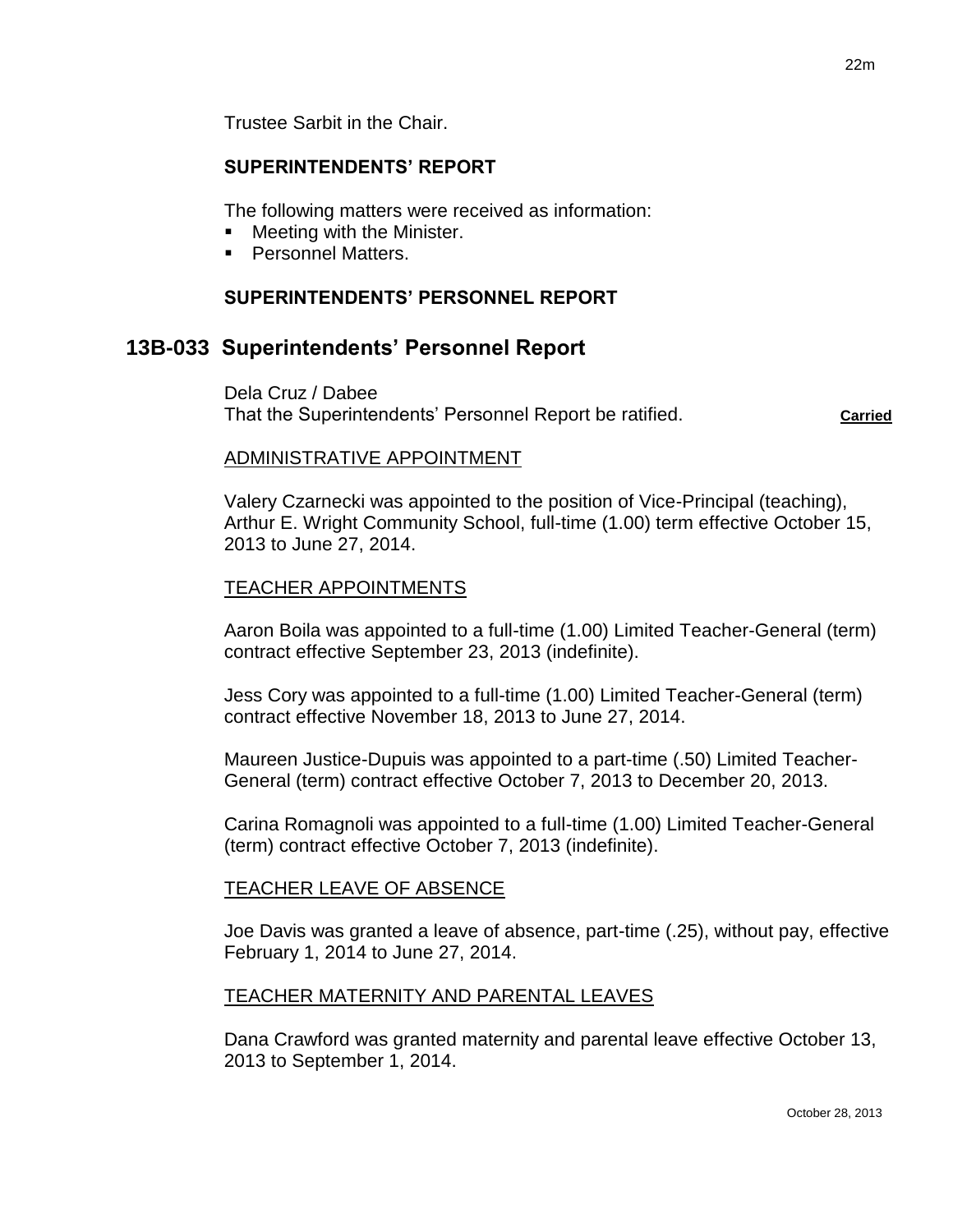Trustee Sarbit in the Chair.

**SUPERINTENDENTS' REPORT**

The following matters were received as information:

- Meeting with the Minister.
- Personnel Matters.

**SUPERINTENDENTS' PERSONNEL REPORT**

## 13B-033 Superintendents' Personnel Report

Dela Cruz / Dabee
That the Superintendents' Personnel Report be ratified. **Carried**

ADMINISTRATIVE APPOINTMENT

Valery Czarnecki was appointed to the position of Vice-Principal (teaching), Arthur E. Wright Community School, full-time (1.00) term effective October 15, 2013 to June 27, 2014.

TEACHER APPOINTMENTS

Aaron Boila was appointed to a full-time (1.00) Limited Teacher-General (term) contract effective September 23, 2013 (indefinite).

Jess Cory was appointed to a full-time (1.00) Limited Teacher-General (term) contract effective November 18, 2013 to June 27, 2014.

Maureen Justice-Dupuis was appointed to a part-time (.50) Limited Teacher-General (term) contract effective October 7, 2013 to December 20, 2013.

Carina Romagnoli was appointed to a full-time (1.00) Limited Teacher-General (term) contract effective October 7, 2013 (indefinite).

TEACHER LEAVE OF ABSENCE

Joe Davis was granted a leave of absence, part-time (.25), without pay, effective February 1, 2014 to June 27, 2014.

TEACHER MATERNITY AND PARENTAL LEAVES

Dana Crawford was granted maternity and parental leave effective October 13, 2013 to September 1, 2014.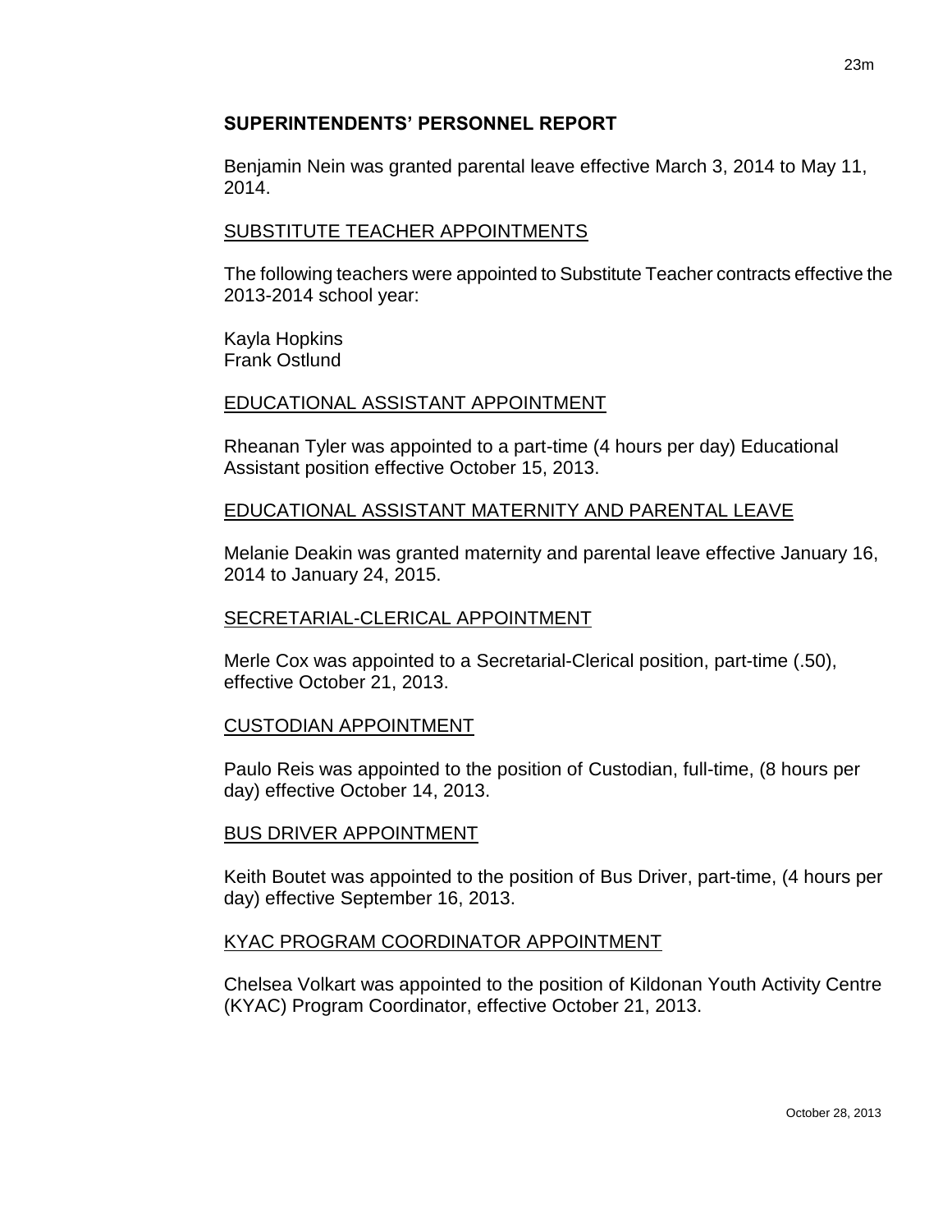## SUPERINTENDENTS' PERSONNEL REPORT

Benjamin Nein was granted parental leave effective March 3, 2014 to May 11, 2014.

### SUBSTITUTE TEACHER APPOINTMENTS

The following teachers were appointed to Substitute Teacher contracts effective the 2013-2014 school year:

Kayla Hopkins
Frank Ostlund

### EDUCATIONAL ASSISTANT APPOINTMENT

Rheanan Tyler was appointed to a part-time (4 hours per day) Educational Assistant position effective October 15, 2013.

### EDUCATIONAL ASSISTANT MATERNITY AND PARENTAL LEAVE

Melanie Deakin was granted maternity and parental leave effective January 16, 2014 to January 24, 2015.

### SECRETARIAL-CLERICAL APPOINTMENT

Merle Cox was appointed to a Secretarial-Clerical position, part-time (.50), effective October 21, 2013.

### CUSTODIAN APPOINTMENT

Paulo Reis was appointed to the position of Custodian, full-time, (8 hours per day) effective October 14, 2013.

### BUS DRIVER APPOINTMENT

Keith Boutet was appointed to the position of Bus Driver, part-time, (4 hours per day) effective September 16, 2013.

### KYAC PROGRAM COORDINATOR APPOINTMENT

Chelsea Volkart was appointed to the position of Kildonan Youth Activity Centre (KYAC) Program Coordinator, effective October 21, 2013.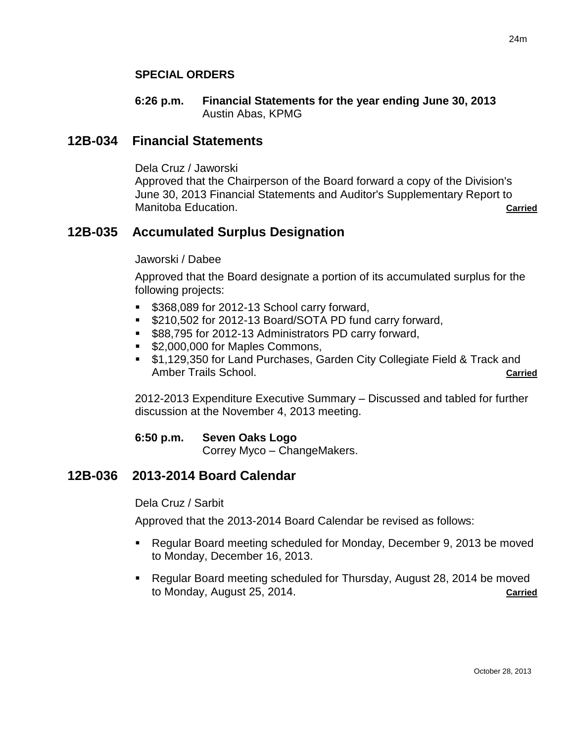**SPECIAL ORDERS**

**6:26 p.m. Financial Statements for the year ending June 30, 2013**
Austin Abas, KPMG

## 12B-034 Financial Statements

Dela Cruz / Jaworski
Approved that the Chairperson of the Board forward a copy of the Division's June 30, 2013 Financial Statements and Auditor's Supplementary Report to Manitoba Education. **Carried**

## 12B-035 Accumulated Surplus Designation

Jaworski / Dabee

Approved that the Board designate a portion of its accumulated surplus for the following projects:

- $368,089 for 2012-13 School carry forward,
- $210,502 for 2012-13 Board/SOTA PD fund carry forward,
- $88,795 for 2012-13 Administrators PD carry forward,
- $2,000,000 for Maples Commons,
- $1,129,350 for Land Purchases, Garden City Collegiate Field & Track and Amber Trails School. **Carried**

2012-2013 Expenditure Executive Summary – Discussed and tabled for further discussion at the November 4, 2013 meeting.

**6:50 p.m. Seven Oaks Logo**
Correy Myco – ChangeMakers.

## 12B-036 2013-2014 Board Calendar

Dela Cruz / Sarbit

Approved that the 2013-2014 Board Calendar be revised as follows:

- Regular Board meeting scheduled for Monday, December 9, 2013 be moved to Monday, December 16, 2013.
- Regular Board meeting scheduled for Thursday, August 28, 2014 be moved to Monday, August 25, 2014. **Carried**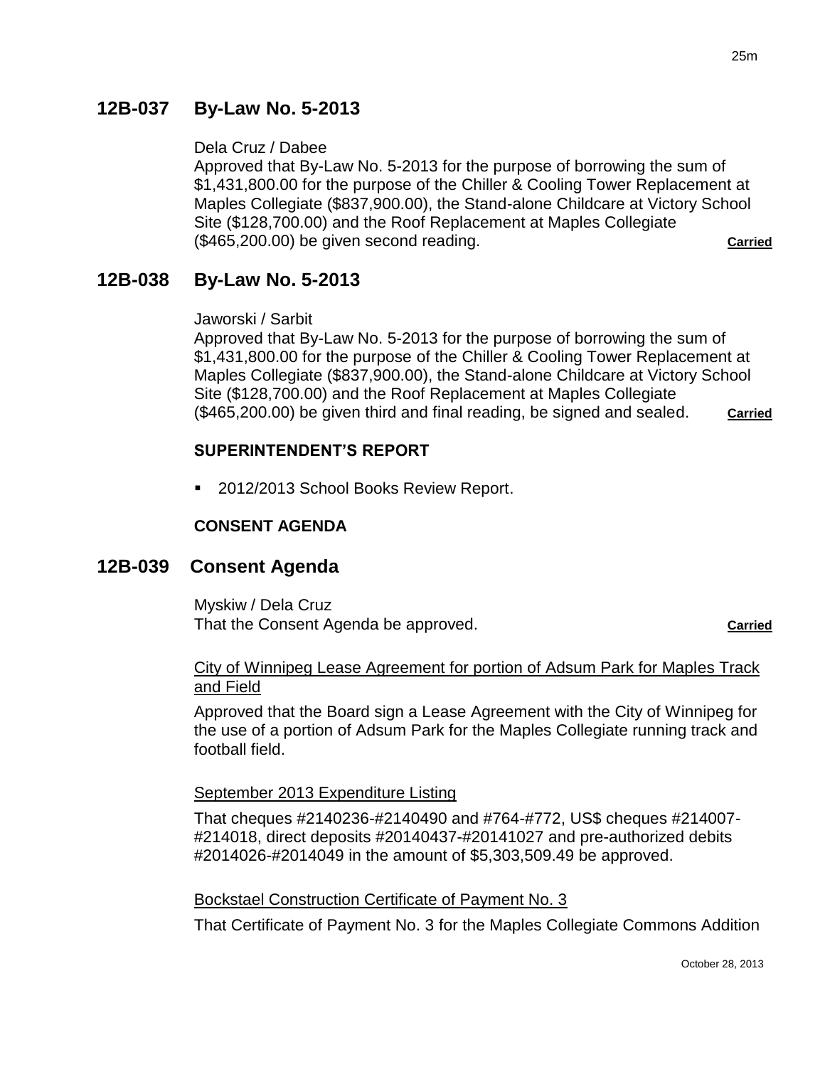## 12B-037 By-Law No. 5-2013

Dela Cruz / Dabee
Approved that By-Law No. 5-2013 for the purpose of borrowing the sum of $1,431,800.00 for the purpose of the Chiller & Cooling Tower Replacement at Maples Collegiate ($837,900.00), the Stand-alone Childcare at Victory School Site ($128,700.00) and the Roof Replacement at Maples Collegiate ($465,200.00) be given second reading. **Carried**

## 12B-038 By-Law No. 5-2013

Jaworski / Sarbit
Approved that By-Law No. 5-2013 for the purpose of borrowing the sum of $1,431,800.00 for the purpose of the Chiller & Cooling Tower Replacement at Maples Collegiate ($837,900.00), the Stand-alone Childcare at Victory School Site ($128,700.00) and the Roof Replacement at Maples Collegiate ($465,200.00) be given third and final reading, be signed and sealed. **Carried**

### SUPERINTENDENT'S REPORT

- 2012/2013 School Books Review Report.

### CONSENT AGENDA

## 12B-039 Consent Agenda

Myskiw / Dela Cruz
That the Consent Agenda be approved. **Carried**

City of Winnipeg Lease Agreement for portion of Adsum Park for Maples Track and Field

Approved that the Board sign a Lease Agreement with the City of Winnipeg for the use of a portion of Adsum Park for the Maples Collegiate running track and football field.

September 2013 Expenditure Listing

That cheques #2140236-#2140490 and #764-#772, US$ cheques #214007-#214018, direct deposits #20140437-#20141027 and pre-authorized debits #2014026-#2014049 in the amount of $5,303,509.49 be approved.

Bockstael Construction Certificate of Payment No. 3

That Certificate of Payment No. 3 for the Maples Collegiate Commons Addition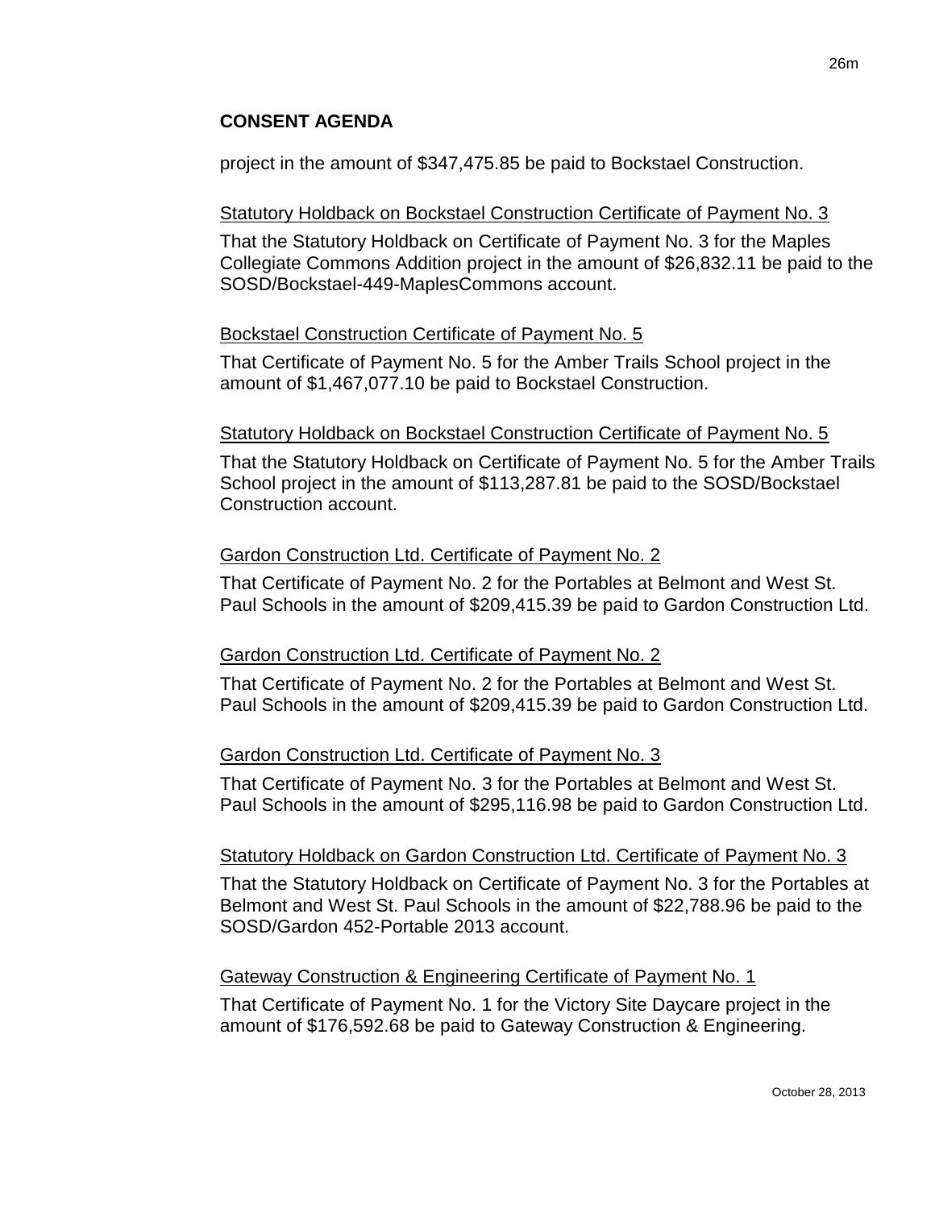## CONSENT AGENDA

project in the amount of $347,475.85 be paid to Bockstael Construction.

Statutory Holdback on Bockstael Construction Certificate of Payment No. 3

That the Statutory Holdback on Certificate of Payment No. 3 for the Maples Collegiate Commons Addition project in the amount of $26,832.11 be paid to the SOSD/Bockstael-449-MaplesCommons account.

Bockstael Construction Certificate of Payment No. 5

That Certificate of Payment No. 5 for the Amber Trails School project in the amount of $1,467,077.10 be paid to Bockstael Construction.

Statutory Holdback on Bockstael Construction Certificate of Payment No. 5

That the Statutory Holdback on Certificate of Payment No. 5 for the Amber Trails School project in the amount of $113,287.81 be paid to the SOSD/Bockstael Construction account.

Gardon Construction Ltd. Certificate of Payment No. 2

That Certificate of Payment No. 2 for the Portables at Belmont and West St. Paul Schools in the amount of $209,415.39 be paid to Gardon Construction Ltd.

Gardon Construction Ltd. Certificate of Payment No. 2

That Certificate of Payment No. 2 for the Portables at Belmont and West St. Paul Schools in the amount of $209,415.39 be paid to Gardon Construction Ltd.

Gardon Construction Ltd. Certificate of Payment No. 3

That Certificate of Payment No. 3 for the Portables at Belmont and West St. Paul Schools in the amount of $295,116.98 be paid to Gardon Construction Ltd.

Statutory Holdback on Gardon Construction Ltd. Certificate of Payment No. 3

That the Statutory Holdback on Certificate of Payment No. 3 for the Portables at Belmont and West St. Paul Schools in the amount of $22,788.96 be paid to the SOSD/Gardon 452-Portable 2013 account.

Gateway Construction & Engineering Certificate of Payment No. 1

That Certificate of Payment No. 1 for the Victory Site Daycare project in the amount of $176,592.68 be paid to Gateway Construction & Engineering.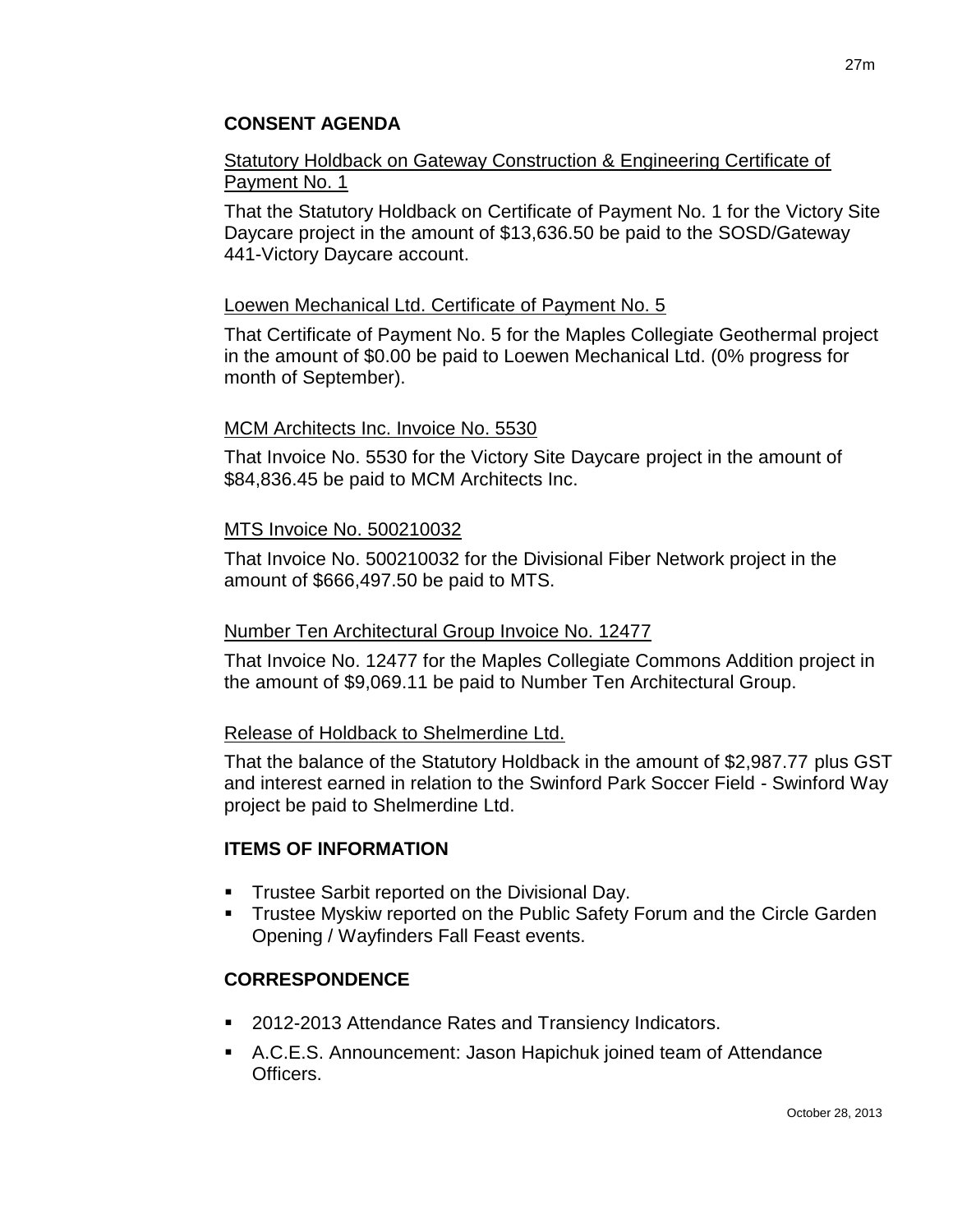## CONSENT AGENDA

Statutory Holdback on Gateway Construction & Engineering Certificate of Payment No. 1

That the Statutory Holdback on Certificate of Payment No. 1 for the Victory Site Daycare project in the amount of $13,636.50 be paid to the SOSD/Gateway 441-Victory Daycare account.

Loewen Mechanical Ltd. Certificate of Payment No. 5

That Certificate of Payment No. 5 for the Maples Collegiate Geothermal project in the amount of $0.00 be paid to Loewen Mechanical Ltd. (0% progress for month of September).

MCM Architects Inc. Invoice No. 5530

That Invoice No. 5530 for the Victory Site Daycare project in the amount of $84,836.45 be paid to MCM Architects Inc.

MTS Invoice No. 500210032

That Invoice No. 500210032 for the Divisional Fiber Network project in the amount of $666,497.50 be paid to MTS.

Number Ten Architectural Group Invoice No. 12477

That Invoice No. 12477 for the Maples Collegiate Commons Addition project in the amount of $9,069.11 be paid to Number Ten Architectural Group.

Release of Holdback to Shelmerdine Ltd.

That the balance of the Statutory Holdback in the amount of $2,987.77 plus GST and interest earned in relation to the Swinford Park Soccer Field - Swinford Way project be paid to Shelmerdine Ltd.

## ITEMS OF INFORMATION

- Trustee Sarbit reported on the Divisional Day.
- Trustee Myskiw reported on the Public Safety Forum and the Circle Garden Opening / Wayfinders Fall Feast events.

## CORRESPONDENCE

- 2012-2013 Attendance Rates and Transiency Indicators.
- A.C.E.S. Announcement: Jason Hapichuk joined team of Attendance Officers.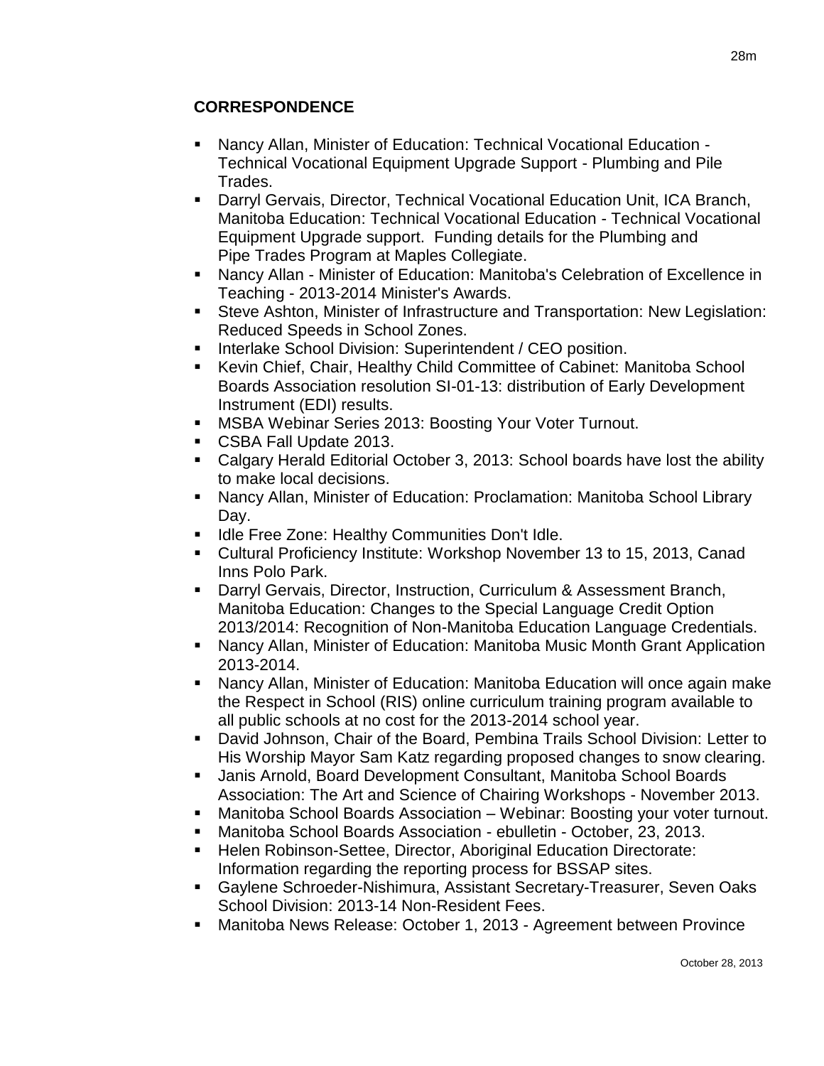## CORRESPONDENCE

- Nancy Allan, Minister of Education: Technical Vocational Education - Technical Vocational Equipment Upgrade Support - Plumbing and Pile Trades.
- Darryl Gervais, Director, Technical Vocational Education Unit, ICA Branch, Manitoba Education: Technical Vocational Education - Technical Vocational Equipment Upgrade support. Funding details for the Plumbing and Pipe Trades Program at Maples Collegiate.
- Nancy Allan - Minister of Education: Manitoba's Celebration of Excellence in Teaching - 2013-2014 Minister's Awards.
- Steve Ashton, Minister of Infrastructure and Transportation: New Legislation: Reduced Speeds in School Zones.
- Interlake School Division: Superintendent / CEO position.
- Kevin Chief, Chair, Healthy Child Committee of Cabinet: Manitoba School Boards Association resolution SI-01-13: distribution of Early Development Instrument (EDI) results.
- MSBA Webinar Series 2013: Boosting Your Voter Turnout.
- CSBA Fall Update 2013.
- Calgary Herald Editorial October 3, 2013: School boards have lost the ability to make local decisions.
- Nancy Allan, Minister of Education: Proclamation: Manitoba School Library Day.
- Idle Free Zone: Healthy Communities Don't Idle.
- Cultural Proficiency Institute: Workshop November 13 to 15, 2013, Canad Inns Polo Park.
- Darryl Gervais, Director, Instruction, Curriculum & Assessment Branch, Manitoba Education: Changes to the Special Language Credit Option 2013/2014: Recognition of Non-Manitoba Education Language Credentials.
- Nancy Allan, Minister of Education: Manitoba Music Month Grant Application 2013-2014.
- Nancy Allan, Minister of Education: Manitoba Education will once again make the Respect in School (RIS) online curriculum training program available to all public schools at no cost for the 2013-2014 school year.
- David Johnson, Chair of the Board, Pembina Trails School Division: Letter to His Worship Mayor Sam Katz regarding proposed changes to snow clearing.
- Janis Arnold, Board Development Consultant, Manitoba School Boards Association: The Art and Science of Chairing Workshops - November 2013.
- Manitoba School Boards Association – Webinar: Boosting your voter turnout.
- Manitoba School Boards Association - ebulletin - October, 23, 2013.
- Helen Robinson-Settee, Director, Aboriginal Education Directorate: Information regarding the reporting process for BSSAP sites.
- Gaylene Schroeder-Nishimura, Assistant Secretary-Treasurer, Seven Oaks School Division: 2013-14 Non-Resident Fees.
- Manitoba News Release: October 1, 2013 - Agreement between Province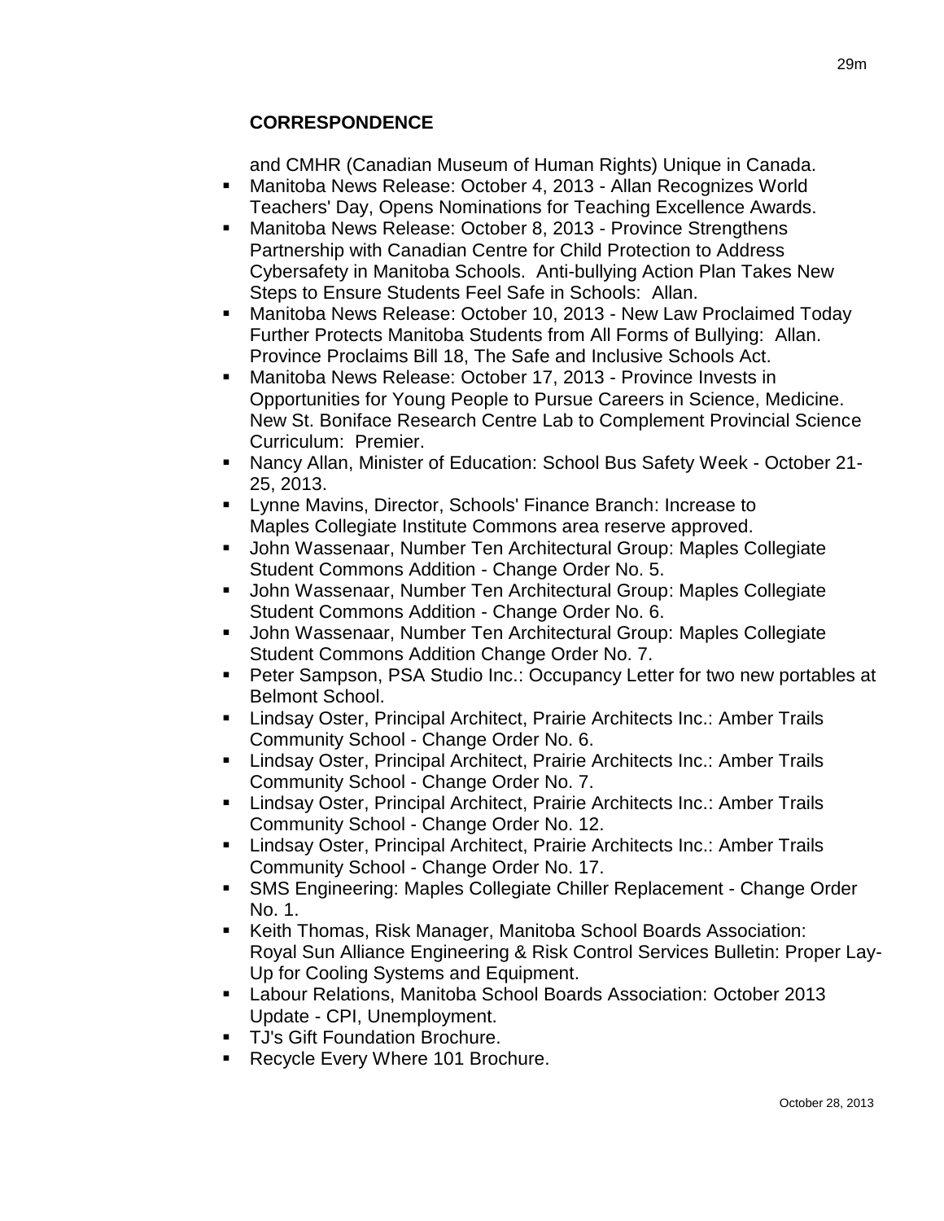## CORRESPONDENCE

and CMHR (Canadian Museum of Human Rights) Unique in Canada.

- Manitoba News Release: October 4, 2013 - Allan Recognizes World Teachers' Day, Opens Nominations for Teaching Excellence Awards.
- Manitoba News Release: October 8, 2013 - Province Strengthens Partnership with Canadian Centre for Child Protection to Address Cybersafety in Manitoba Schools. Anti-bullying Action Plan Takes New Steps to Ensure Students Feel Safe in Schools: Allan.
- Manitoba News Release: October 10, 2013 - New Law Proclaimed Today Further Protects Manitoba Students from All Forms of Bullying: Allan. Province Proclaims Bill 18, The Safe and Inclusive Schools Act.
- Manitoba News Release: October 17, 2013 - Province Invests in Opportunities for Young People to Pursue Careers in Science, Medicine. New St. Boniface Research Centre Lab to Complement Provincial Science Curriculum: Premier.
- Nancy Allan, Minister of Education: School Bus Safety Week - October 21-25, 2013.
- Lynne Mavins, Director, Schools' Finance Branch: Increase to Maples Collegiate Institute Commons area reserve approved.
- John Wassenaar, Number Ten Architectural Group: Maples Collegiate Student Commons Addition - Change Order No. 5.
- John Wassenaar, Number Ten Architectural Group: Maples Collegiate Student Commons Addition - Change Order No. 6.
- John Wassenaar, Number Ten Architectural Group: Maples Collegiate Student Commons Addition Change Order No. 7.
- Peter Sampson, PSA Studio Inc.: Occupancy Letter for two new portables at Belmont School.
- Lindsay Oster, Principal Architect, Prairie Architects Inc.: Amber Trails Community School - Change Order No. 6.
- Lindsay Oster, Principal Architect, Prairie Architects Inc.: Amber Trails Community School - Change Order No. 7.
- Lindsay Oster, Principal Architect, Prairie Architects Inc.: Amber Trails Community School - Change Order No. 12.
- Lindsay Oster, Principal Architect, Prairie Architects Inc.: Amber Trails Community School - Change Order No. 17.
- SMS Engineering: Maples Collegiate Chiller Replacement - Change Order No. 1.
- Keith Thomas, Risk Manager, Manitoba School Boards Association: Royal Sun Alliance Engineering & Risk Control Services Bulletin: Proper Lay-Up for Cooling Systems and Equipment.
- Labour Relations, Manitoba School Boards Association: October 2013 Update - CPI, Unemployment.
- TJ's Gift Foundation Brochure.
- Recycle Every Where 101 Brochure.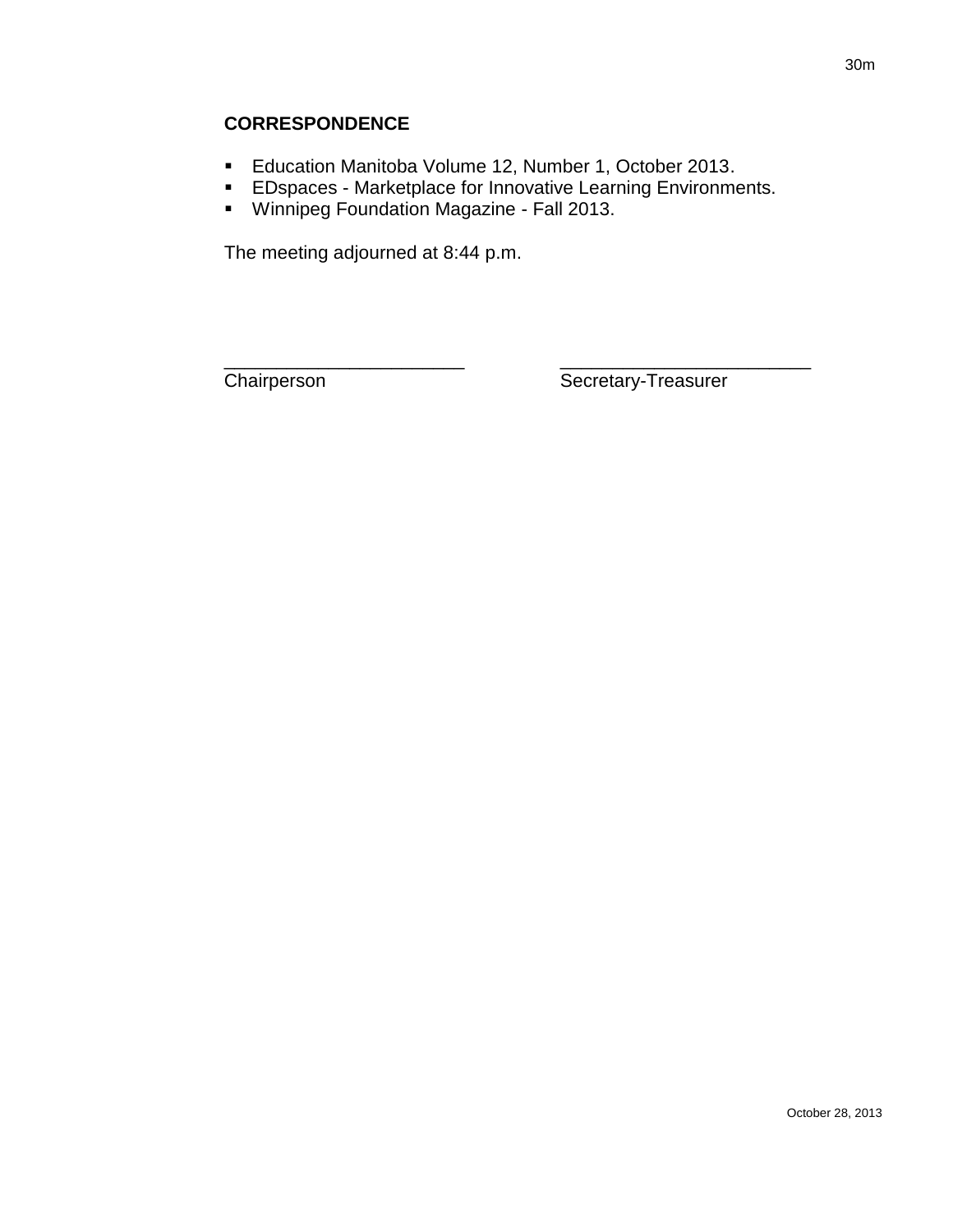**CORRESPONDENCE**

- Education Manitoba Volume 12, Number 1, October 2013.
- EDspaces - Marketplace for Innovative Learning Environments.
- Winnipeg Foundation Magazine - Fall 2013.

The meeting adjourned at 8:44 p.m.

________________________ ________________________

Chairperson Secretary-Treasurer